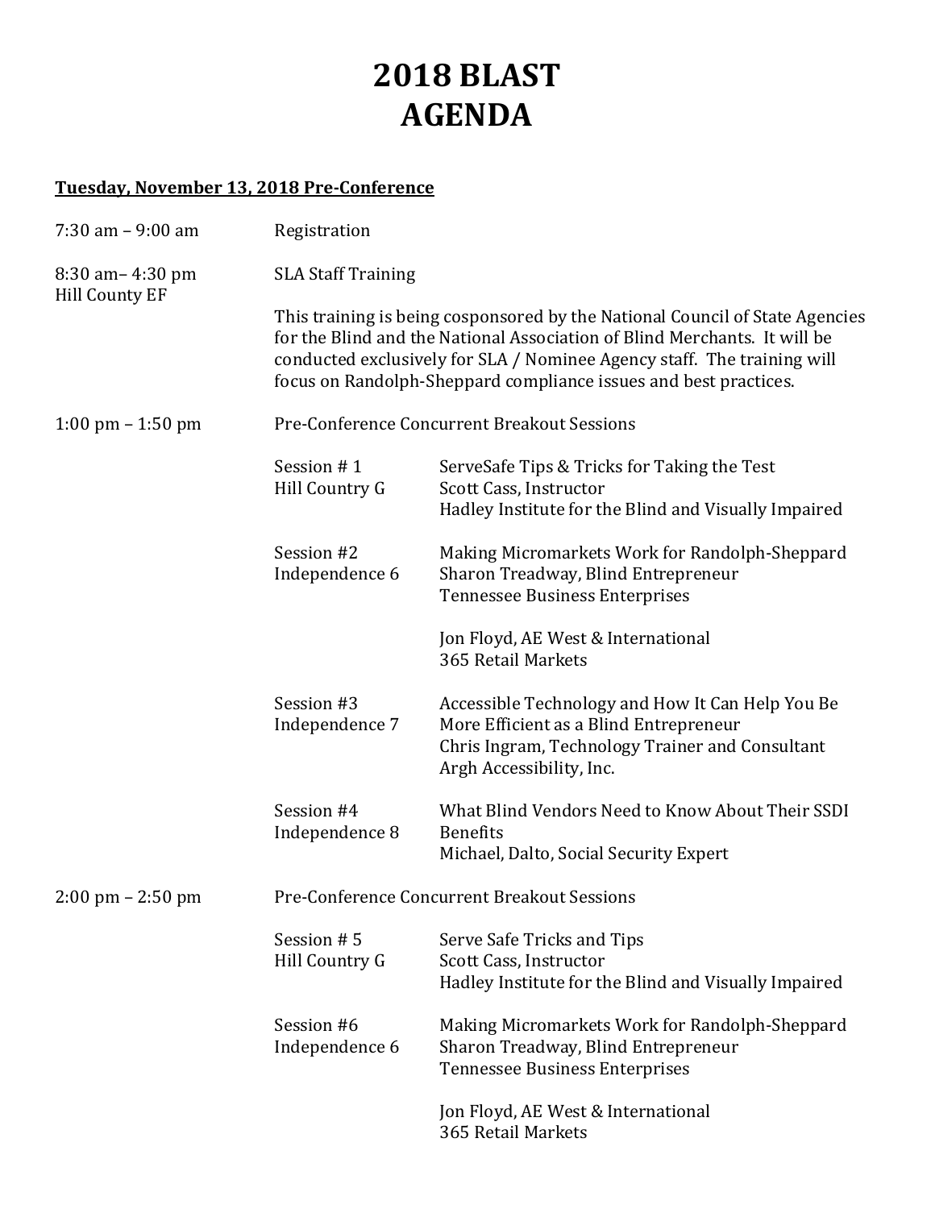# 2018 BLAST AGENDA

**Tuesday, November 13, 2018 Pre-Conference**

7:30 am – 9:00 am — Registration

8:30 am– 4:30 pm
Hill County EF — SLA Staff Training

This training is being cosponsored by the National Council of State Agencies for the Blind and the National Association of Blind Merchants. It will be conducted exclusively for SLA / Nominee Agency staff. The training will focus on Randolph-Sheppard compliance issues and best practices.

1:00 pm – 1:50 pm — Pre-Conference Concurrent Breakout Sessions

Session # 1
Hill Country G
ServeSafe Tips & Tricks for Taking the Test
Scott Cass, Instructor
Hadley Institute for the Blind and Visually Impaired

Session #2
Independence 6
Making Micromarkets Work for Randolph-Sheppard
Sharon Treadway, Blind Entrepreneur
Tennessee Business Enterprises

Jon Floyd, AE West & International
365 Retail Markets

Session #3
Independence 7
Accessible Technology and How It Can Help You Be More Efficient as a Blind Entrepreneur
Chris Ingram, Technology Trainer and Consultant
Argh Accessibility, Inc.

Session #4
Independence 8
What Blind Vendors Need to Know About Their SSDI Benefits
Michael, Dalto, Social Security Expert

2:00 pm – 2:50 pm — Pre-Conference Concurrent Breakout Sessions

Session # 5
Hill Country G
Serve Safe Tricks and Tips
Scott Cass, Instructor
Hadley Institute for the Blind and Visually Impaired

Session #6
Independence 6
Making Micromarkets Work for Randolph-Sheppard
Sharon Treadway, Blind Entrepreneur
Tennessee Business Enterprises

Jon Floyd, AE West & International
365 Retail Markets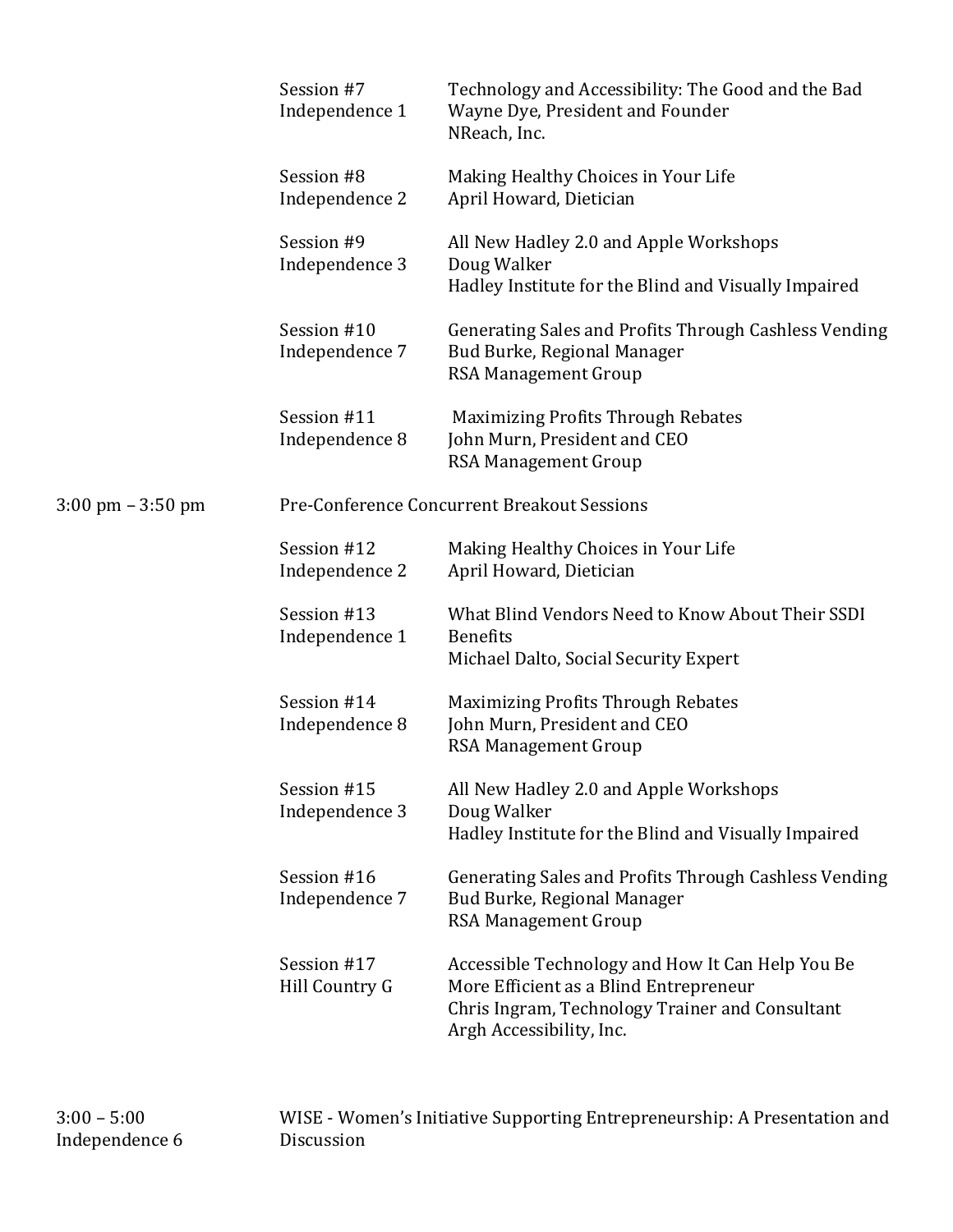Session #7
Independence 1

Technology and Accessibility: The Good and the Bad
Wayne Dye, President and Founder
NReach, Inc.

Session #8
Independence 2

Making Healthy Choices in Your Life
April Howard, Dietician

Session #9
Independence 3

All New Hadley 2.0 and Apple Workshops
Doug Walker
Hadley Institute for the Blind and Visually Impaired

Session #10
Independence 7

Generating Sales and Profits Through Cashless Vending
Bud Burke, Regional Manager
RSA Management Group

Session #11
Independence 8

Maximizing Profits Through Rebates
John Murn, President and CEO
RSA Management Group

3:00 pm – 3:50 pm

Pre-Conference Concurrent Breakout Sessions

Session #12
Independence 2

Making Healthy Choices in Your Life
April Howard, Dietician

Session #13
Independence 1

What Blind Vendors Need to Know About Their SSDI Benefits
Michael Dalto, Social Security Expert

Session #14
Independence 8

Maximizing Profits Through Rebates
John Murn, President and CEO
RSA Management Group

Session #15
Independence 3

All New Hadley 2.0 and Apple Workshops
Doug Walker
Hadley Institute for the Blind and Visually Impaired

Session #16
Independence 7

Generating Sales and Profits Through Cashless Vending
Bud Burke, Regional Manager
RSA Management Group

Session #17
Hill Country G

Accessible Technology and How It Can Help You Be More Efficient as a Blind Entrepreneur
Chris Ingram, Technology Trainer and Consultant
Argh Accessibility, Inc.

3:00 – 5:00
Independence 6

WISE - Women's Initiative Supporting Entrepreneurship: A Presentation and Discussion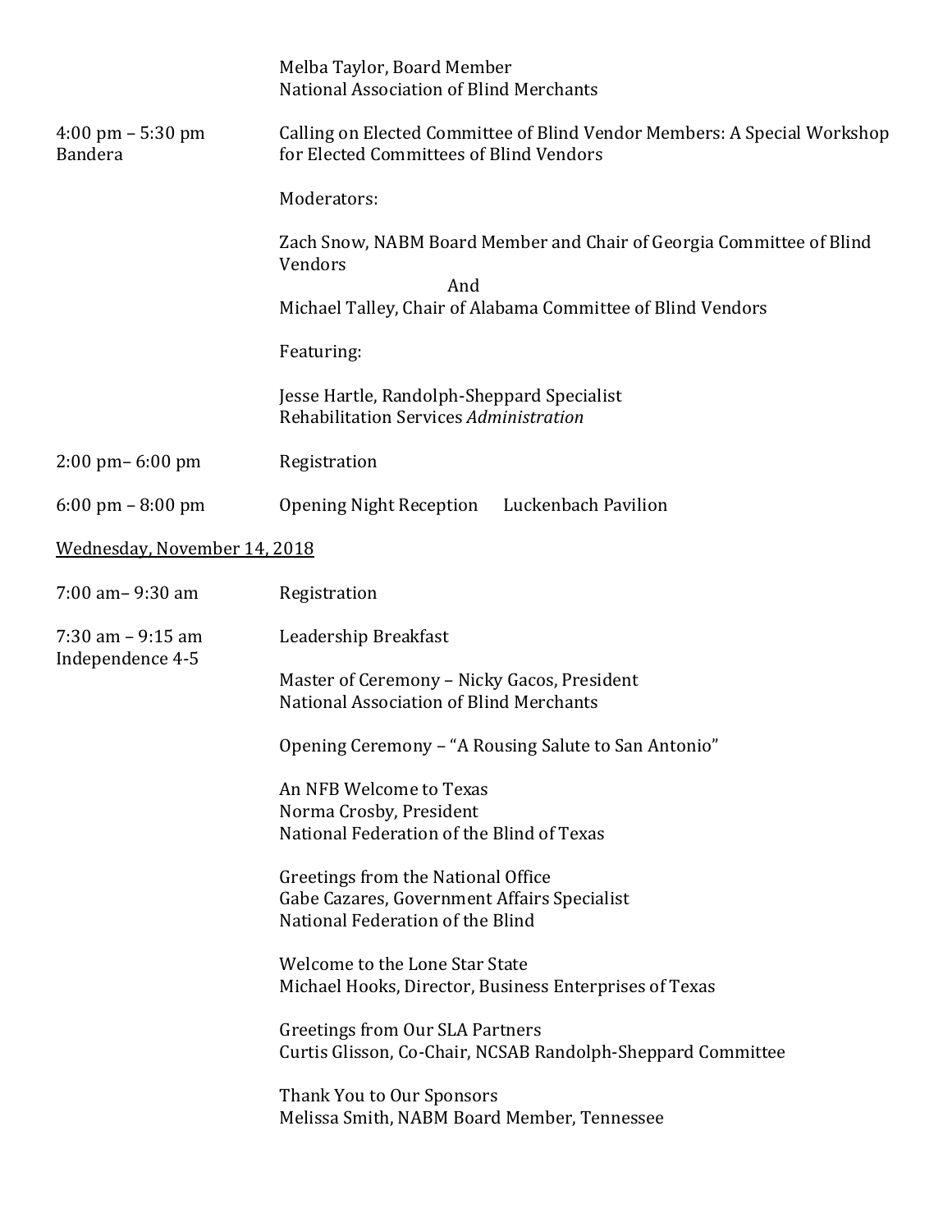Melba Taylor, Board Member
National Association of Blind Merchants

4:00 pm – 5:30 pm
Bandera

Calling on Elected Committee of Blind Vendor Members: A Special Workshop for Elected Committees of Blind Vendors

Moderators:

Zach Snow, NABM Board Member and Chair of Georgia Committee of Blind Vendors
And
Michael Talley, Chair of Alabama Committee of Blind Vendors

Featuring:

Jesse Hartle, Randolph-Sheppard Specialist
Rehabilitation Services *Administration*

2:00 pm– 6:00 pm — Registration

6:00 pm – 8:00 pm — Opening Night Reception — Luckenbach Pavilion

<u>Wednesday, November 14, 2018</u>

7:00 am– 9:30 am — Registration

7:30 am – 9:15 am
Independence 4-5

Leadership Breakfast

Master of Ceremony – Nicky Gacos, President
National Association of Blind Merchants

Opening Ceremony – "A Rousing Salute to San Antonio"

An NFB Welcome to Texas
Norma Crosby, President
National Federation of the Blind of Texas

Greetings from the National Office
Gabe Cazares, Government Affairs Specialist
National Federation of the Blind

Welcome to the Lone Star State
Michael Hooks, Director, Business Enterprises of Texas

Greetings from Our SLA Partners
Curtis Glisson, Co-Chair, NCSAB Randolph-Sheppard Committee

Thank You to Our Sponsors
Melissa Smith, NABM Board Member, Tennessee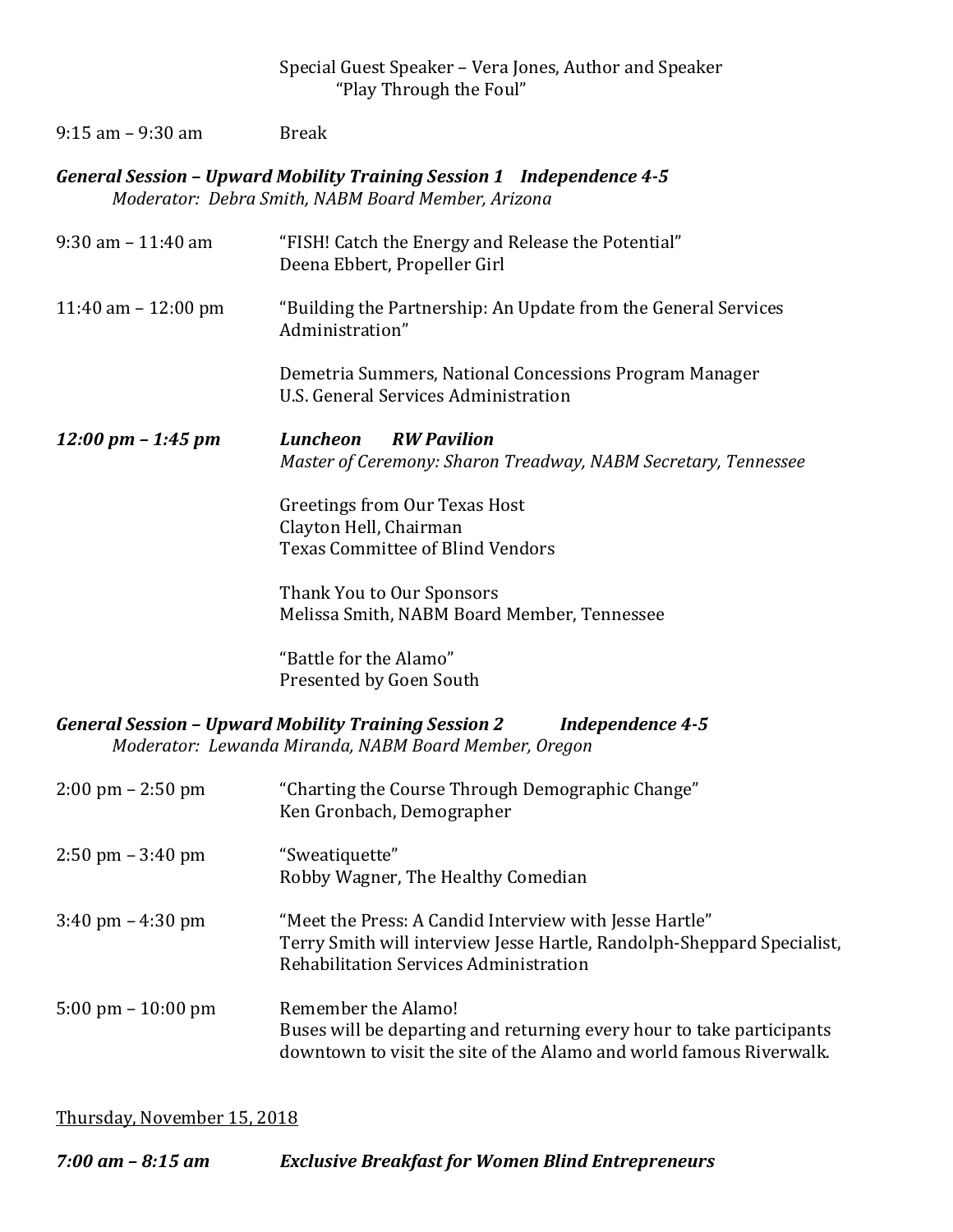Special Guest Speaker – Vera Jones, Author and Speaker
"Play Through the Foul"

9:15 am – 9:30 am Break

***General Session – Upward Mobility Training Session 1 Independence 4-5***
*Moderator: Debra Smith, NABM Board Member, Arizona*

9:30 am – 11:40 am "FISH! Catch the Energy and Release the Potential"
Deena Ebbert, Propeller Girl

11:40 am – 12:00 pm "Building the Partnership: An Update from the General Services Administration"

Demetria Summers, National Concessions Program Manager
U.S. General Services Administration

***12:00 pm – 1:45 pm Luncheon RW Pavilion***
*Master of Ceremony: Sharon Treadway, NABM Secretary, Tennessee*

Greetings from Our Texas Host
Clayton Hell, Chairman
Texas Committee of Blind Vendors

Thank You to Our Sponsors
Melissa Smith, NABM Board Member, Tennessee

"Battle for the Alamo"
Presented by Goen South

***General Session – Upward Mobility Training Session 2 Independence 4-5***
*Moderator: Lewanda Miranda, NABM Board Member, Oregon*

2:00 pm – 2:50 pm "Charting the Course Through Demographic Change"
Ken Gronbach, Demographer

2:50 pm – 3:40 pm "Sweatiquette"
Robby Wagner, The Healthy Comedian

3:40 pm – 4:30 pm "Meet the Press: A Candid Interview with Jesse Hartle"
Terry Smith will interview Jesse Hartle, Randolph-Sheppard Specialist, Rehabilitation Services Administration

5:00 pm – 10:00 pm Remember the Alamo!
Buses will be departing and returning every hour to take participants downtown to visit the site of the Alamo and world famous Riverwalk.

Thursday, November 15, 2018

***7:00 am – 8:15 am Exclusive Breakfast for Women Blind Entrepreneurs***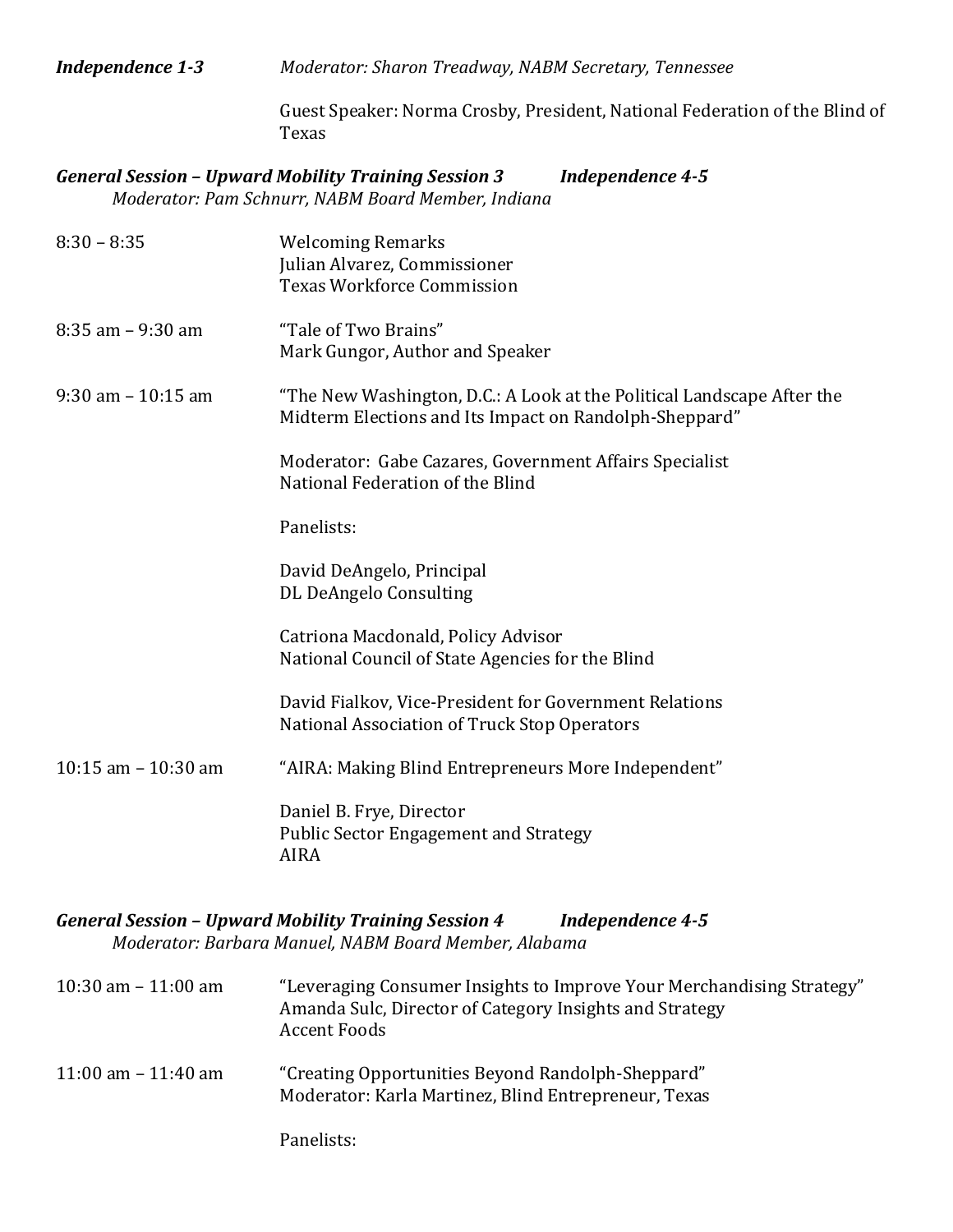***Independence 1-3*** *Moderator: Sharon Treadway, NABM Secretary, Tennessee*

Guest Speaker: Norma Crosby, President, National Federation of the Blind of Texas

***General Session – Upward Mobility Training Session 3 Independence 4-5***
*Moderator: Pam Schnurr, NABM Board Member, Indiana*

8:30 – 8:35
Welcoming Remarks
Julian Alvarez, Commissioner
Texas Workforce Commission

8:35 am – 9:30 am
"Tale of Two Brains"
Mark Gungor, Author and Speaker

9:30 am – 10:15 am
"The New Washington, D.C.: A Look at the Political Landscape After the Midterm Elections and Its Impact on Randolph-Sheppard"

Moderator: Gabe Cazares, Government Affairs Specialist
National Federation of the Blind

Panelists:

David DeAngelo, Principal
DL DeAngelo Consulting

Catriona Macdonald, Policy Advisor
National Council of State Agencies for the Blind

David Fialkov, Vice-President for Government Relations
National Association of Truck Stop Operators

10:15 am – 10:30 am
"AIRA: Making Blind Entrepreneurs More Independent"

Daniel B. Frye, Director
Public Sector Engagement and Strategy
AIRA

***General Session – Upward Mobility Training Session 4 Independence 4-5***
*Moderator: Barbara Manuel, NABM Board Member, Alabama*

10:30 am – 11:00 am
"Leveraging Consumer Insights to Improve Your Merchandising Strategy"
Amanda Sulc, Director of Category Insights and Strategy
Accent Foods

11:00 am – 11:40 am
"Creating Opportunities Beyond Randolph-Sheppard"
Moderator: Karla Martinez, Blind Entrepreneur, Texas

Panelists: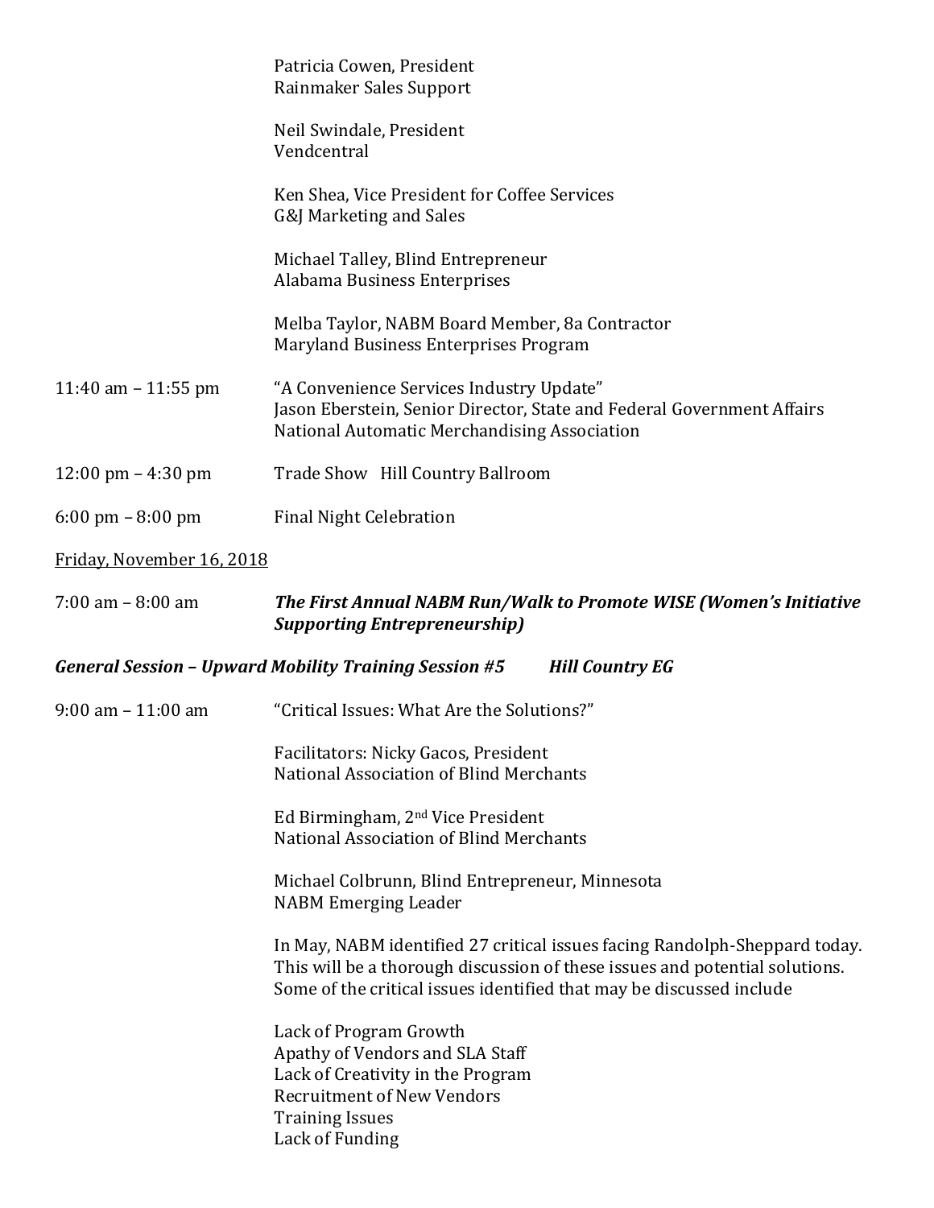Patricia Cowen, President
Rainmaker Sales Support

Neil Swindale, President
Vendcentral

Ken Shea, Vice President for Coffee Services
G&J Marketing and Sales

Michael Talley, Blind Entrepreneur
Alabama Business Enterprises

Melba Taylor, NABM Board Member, 8a Contractor
Maryland Business Enterprises Program

11:40 am – 11:55 pm "A Convenience Services Industry Update"
Jason Eberstein, Senior Director, State and Federal Government Affairs
National Automatic Merchandising Association

12:00 pm – 4:30 pm Trade Show Hill Country Ballroom

6:00 pm – 8:00 pm Final Night Celebration

Friday, November 16, 2018

7:00 am – 8:00 am ***The First Annual NABM Run/Walk to Promote WISE (Women's Initiative Supporting Entrepreneurship)***

***General Session – Upward Mobility Training Session #5 Hill Country EG***

9:00 am – 11:00 am "Critical Issues: What Are the Solutions?"

Facilitators: Nicky Gacos, President
National Association of Blind Merchants

Ed Birmingham, 2nd Vice President
National Association of Blind Merchants

Michael Colbrunn, Blind Entrepreneur, Minnesota
NABM Emerging Leader

In May, NABM identified 27 critical issues facing Randolph-Sheppard today. This will be a thorough discussion of these issues and potential solutions. Some of the critical issues identified that may be discussed include

Lack of Program Growth
Apathy of Vendors and SLA Staff
Lack of Creativity in the Program
Recruitment of New Vendors
Training Issues
Lack of Funding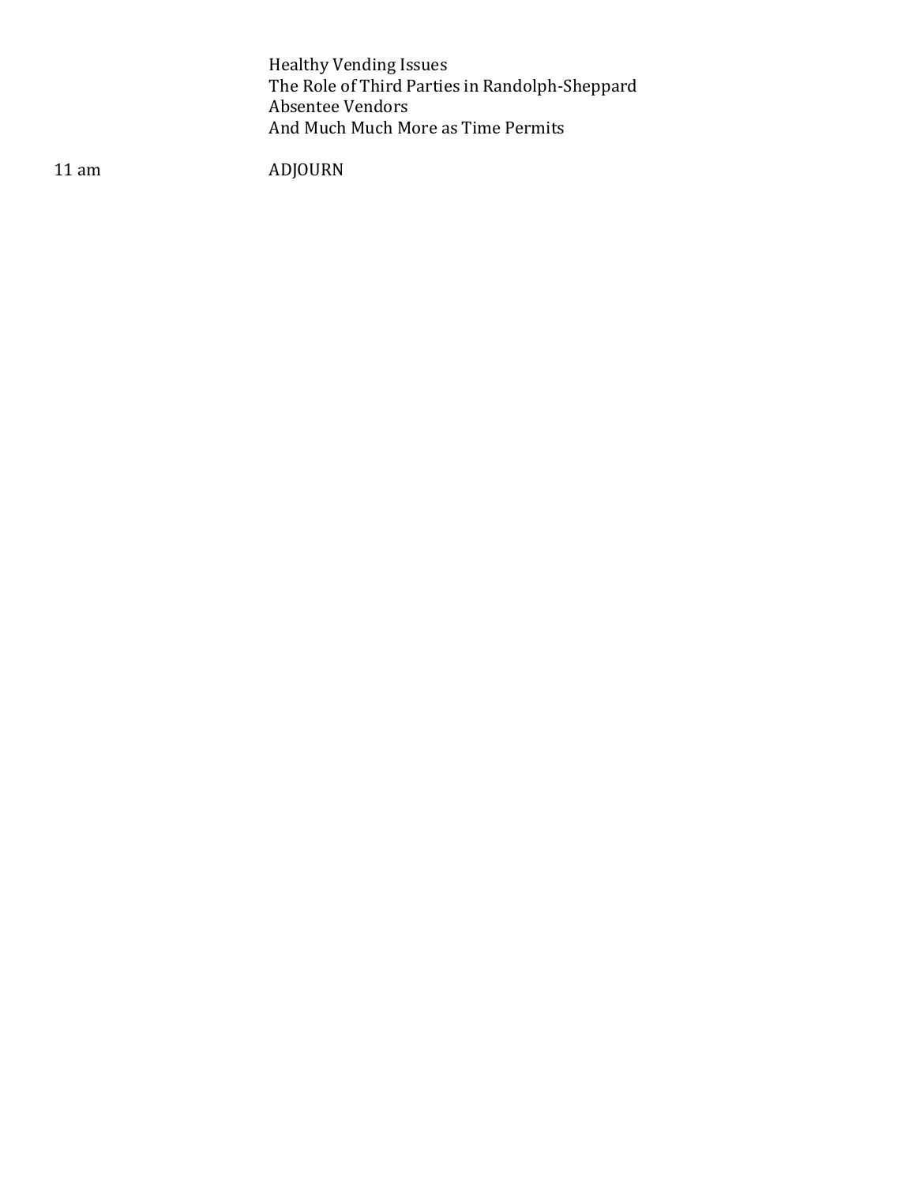Healthy Vending Issues
The Role of Third Parties in Randolph-Sheppard
Absentee Vendors
And Much Much More as Time Permits

11 am ADJOURN